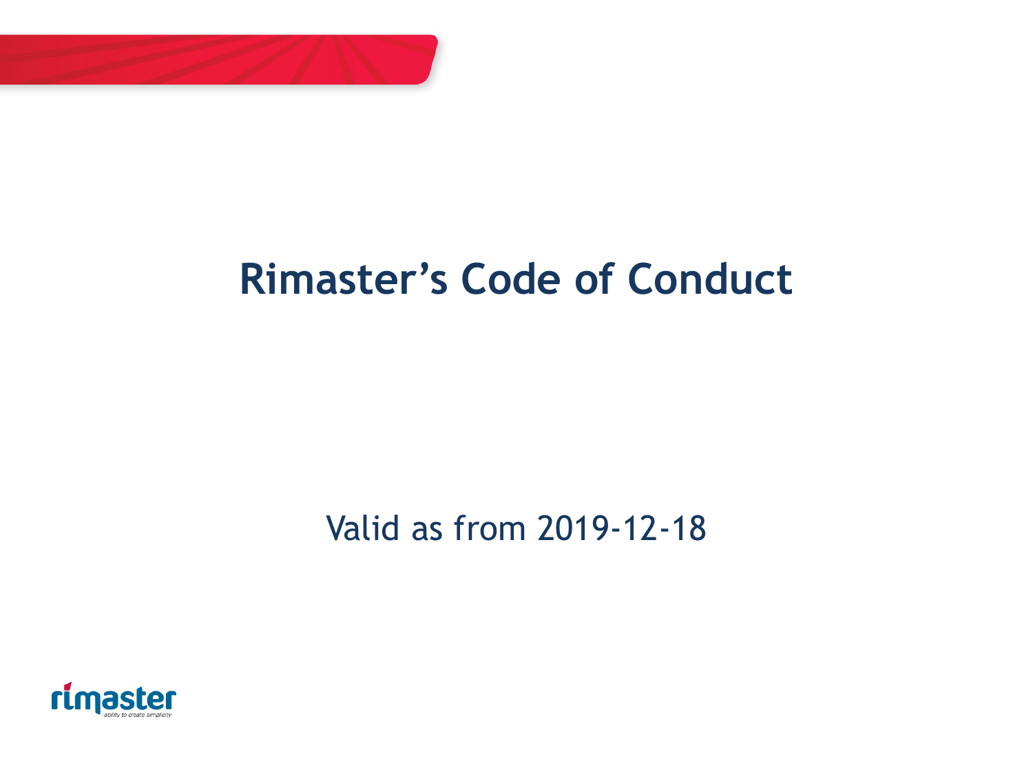# Rimaster's Code of Conduct

Valid as from 2019-12-18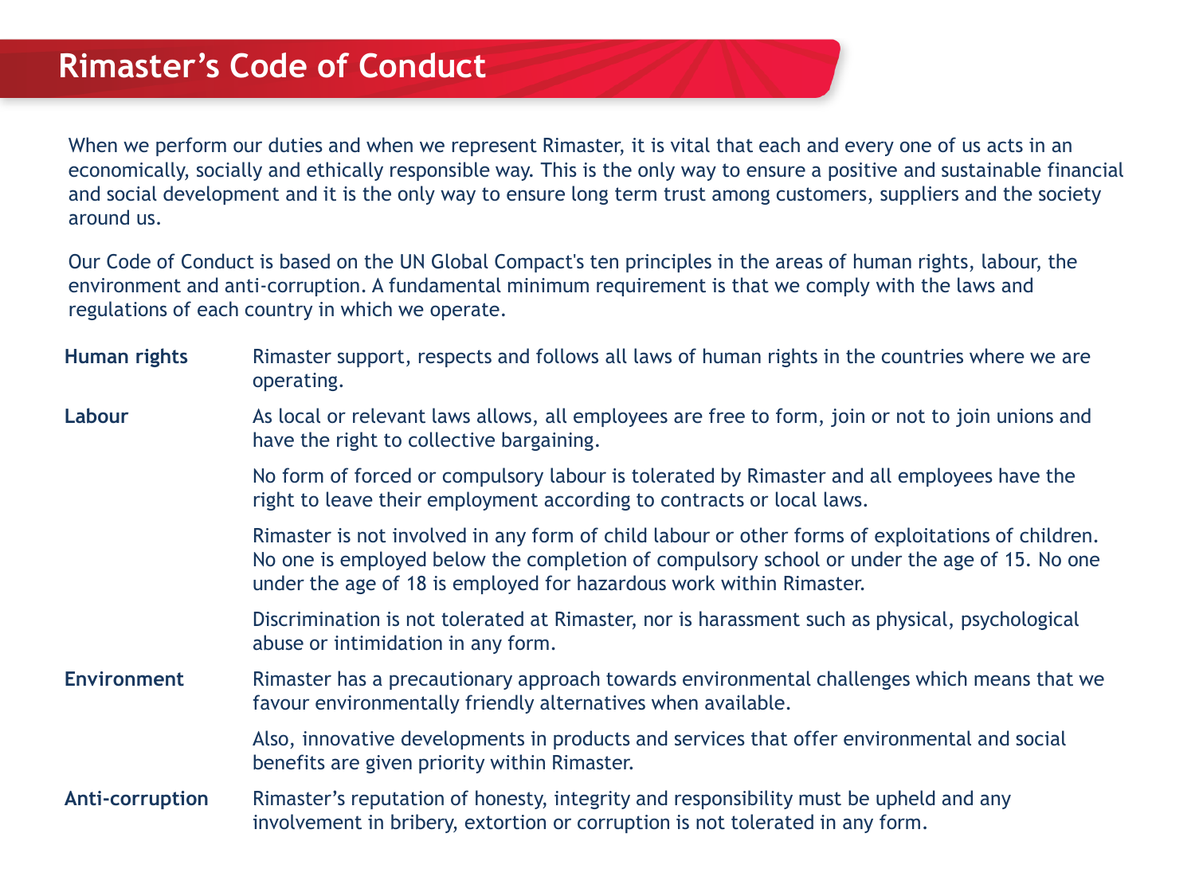# Rimaster's Code of Conduct

When we perform our duties and when we represent Rimaster, it is vital that each and every one of us acts in an economically, socially and ethically responsible way. This is the only way to ensure a positive and sustainable financial and social development and it is the only way to ensure long term trust among customers, suppliers and the society around us.

Our Code of Conduct is based on the UN Global Compact's ten principles in the areas of human rights, labour, the environment and anti-corruption. A fundamental minimum requirement is that we comply with the laws and regulations of each country in which we operate.

**Human rights**

Rimaster support, respects and follows all laws of human rights in the countries where we are operating.

**Labour**

As local or relevant laws allows, all employees are free to form, join or not to join unions and have the right to collective bargaining.

No form of forced or compulsory labour is tolerated by Rimaster and all employees have the right to leave their employment according to contracts or local laws.

Rimaster is not involved in any form of child labour or other forms of exploitations of children. No one is employed below the completion of compulsory school or under the age of 15. No one under the age of 18 is employed for hazardous work within Rimaster.

Discrimination is not tolerated at Rimaster, nor is harassment such as physical, psychological abuse or intimidation in any form.

**Environment**

Rimaster has a precautionary approach towards environmental challenges which means that we favour environmentally friendly alternatives when available.

Also, innovative developments in products and services that offer environmental and social benefits are given priority within Rimaster.

**Anti-corruption**

Rimaster's reputation of honesty, integrity and responsibility must be upheld and any involvement in bribery, extortion or corruption is not tolerated in any form.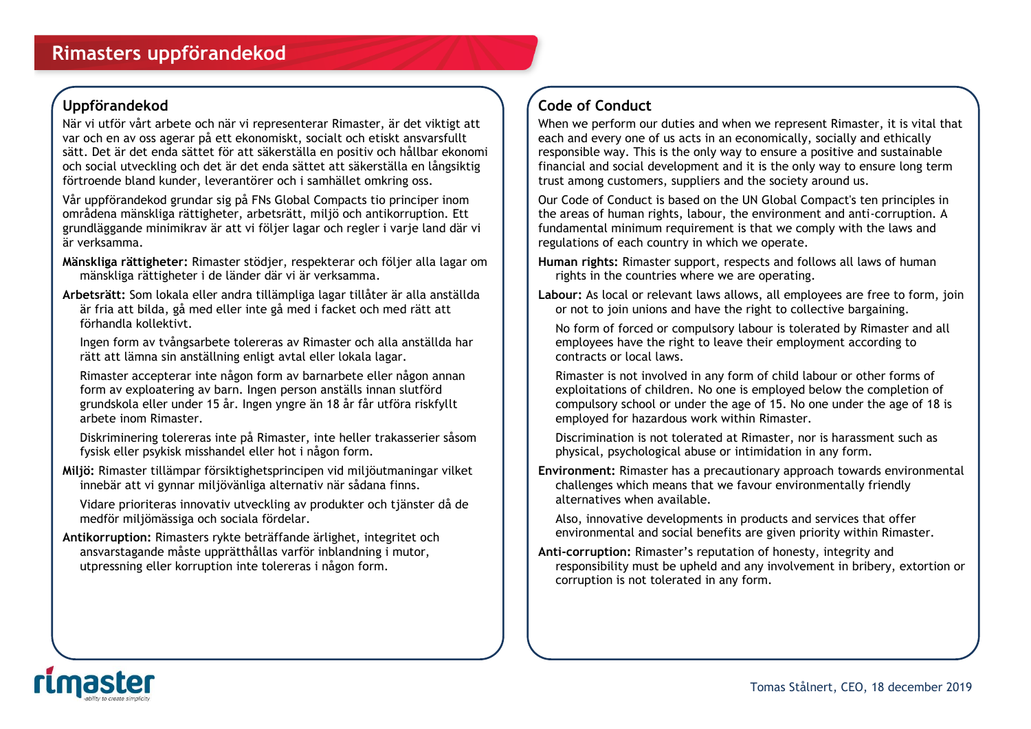# Rimasters uppförandekod

## Uppförandekod

När vi utför vårt arbete och när vi representerar Rimaster, är det viktigt att var och en av oss agerar på ett ekonomiskt, socialt och etiskt ansvarsfullt sätt. Det är det enda sättet för att säkerställa en positiv och hållbar ekonomi och social utveckling och det är det enda sättet att säkerställa en långsiktig förtroende bland kunder, leverantörer och i samhället omkring oss.

Vår uppförandekod grundar sig på FNs Global Compacts tio principer inom områdena mänskliga rättigheter, arbetsrätt, miljö och antikorruption. Ett grundläggande minimikrav är att vi följer lagar och regler i varje land där vi är verksamma.

**Mänskliga rättigheter:** Rimaster stödjer, respekterar och följer alla lagar om mänskliga rättigheter i de länder där vi är verksamma.

**Arbetsrätt:** Som lokala eller andra tillämpliga lagar tillåter är alla anställda är fria att bilda, gå med eller inte gå med i facket och med rätt att förhandla kollektivt.

Ingen form av tvångsarbete tolereras av Rimaster och alla anställda har rätt att lämna sin anställning enligt avtal eller lokala lagar.

Rimaster accepterar inte någon form av barnarbete eller någon annan form av exploatering av barn. Ingen person anställs innan slutförd grundskola eller under 15 år. Ingen yngre än 18 år får utföra riskfyllt arbete inom Rimaster.

Diskriminering tolereras inte på Rimaster, inte heller trakasserier såsom fysisk eller psykisk misshandel eller hot i någon form.

**Miljö:** Rimaster tillämpar försiktighetsprincipen vid miljöutmaningar vilket innebär att vi gynnar miljövänliga alternativ när sådana finns.

Vidare prioriteras innovativ utveckling av produkter och tjänster då de medför miljömässiga och sociala fördelar.

**Antikorruption:** Rimasters rykte beträffande ärlighet, integritet och ansvarstagande måste upprätthållas varför inblandning i mutor, utpressning eller korruption inte tolereras i någon form.

## Code of Conduct

When we perform our duties and when we represent Rimaster, it is vital that each and every one of us acts in an economically, socially and ethically responsible way. This is the only way to ensure a positive and sustainable financial and social development and it is the only way to ensure long term trust among customers, suppliers and the society around us.

Our Code of Conduct is based on the UN Global Compact's ten principles in the areas of human rights, labour, the environment and anti-corruption. A fundamental minimum requirement is that we comply with the laws and regulations of each country in which we operate.

**Human rights:** Rimaster support, respects and follows all laws of human rights in the countries where we are operating.

**Labour:** As local or relevant laws allows, all employees are free to form, join or not to join unions and have the right to collective bargaining.

No form of forced or compulsory labour is tolerated by Rimaster and all employees have the right to leave their employment according to contracts or local laws.

Rimaster is not involved in any form of child labour or other forms of exploitations of children. No one is employed below the completion of compulsory school or under the age of 15. No one under the age of 18 is employed for hazardous work within Rimaster.

Discrimination is not tolerated at Rimaster, nor is harassment such as physical, psychological abuse or intimidation in any form.

**Environment:** Rimaster has a precautionary approach towards environmental challenges which means that we favour environmentally friendly alternatives when available.

Also, innovative developments in products and services that offer environmental and social benefits are given priority within Rimaster.

**Anti-corruption:** Rimaster's reputation of honesty, integrity and responsibility must be upheld and any involvement in bribery, extortion or corruption is not tolerated in any form.

rimaster -ability to create simplicity

Tomas Stålnert, CEO, 18 december 2019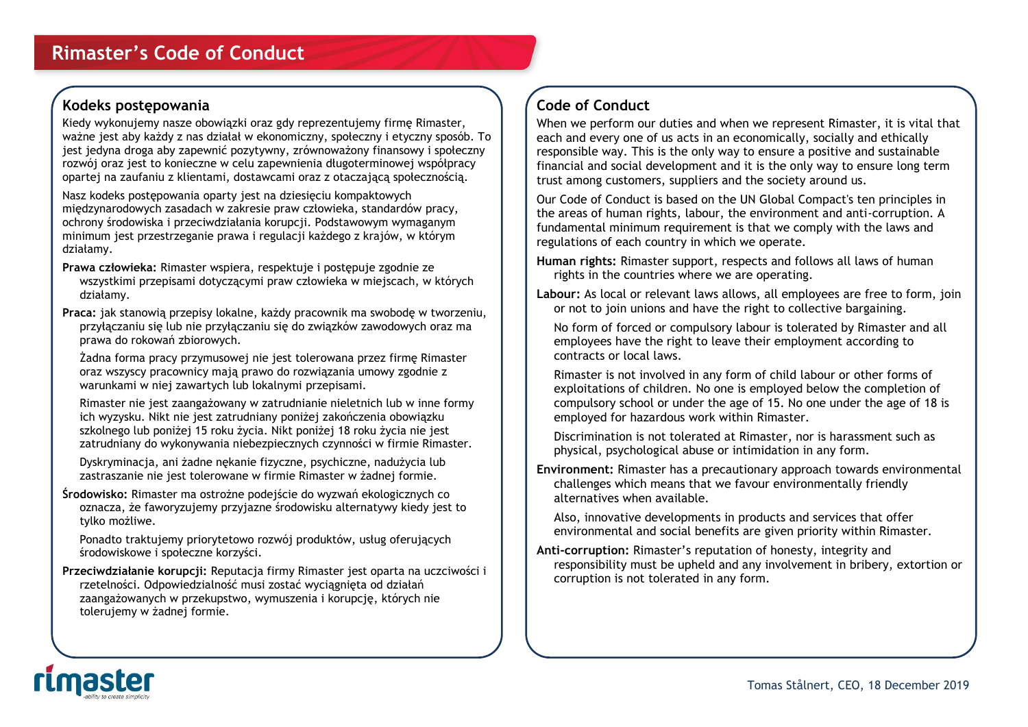# Rimaster's Code of Conduct

## Kodeks postępowania

Kiedy wykonujemy nasze obowiązki oraz gdy reprezentujemy firmę Rimaster, ważne jest aby każdy z nas działał w ekonomiczny, społeczny i etyczny sposób. To jest jedyna droga aby zapewnić pozytywny, zrównoważony finansowy i społeczny rozwój oraz jest to konieczne w celu zapewnienia długoterminowej współpracy opartej na zaufaniu z klientami, dostawcami oraz z otaczającą społecznością.

Nasz kodeks postępowania oparty jest na dziesięciu kompaktowych międzynarodowych zasadach w zakresie praw człowieka, standardów pracy, ochrony środowiska i przeciwdziałania korupcji. Podstawowym wymaganym minimum jest przestrzeganie prawa i regulacji każdego z krajów, w którym działamy.

**Prawa człowieka:** Rimaster wspiera, respektuje i postępuje zgodnie ze wszystkimi przepisami dotyczącymi praw człowieka w miejscach, w których działamy.

**Praca:** jak stanowią przepisy lokalne, każdy pracownik ma swobodę w tworzeniu, przyłączaniu się lub nie przyłączaniu się do związków zawodowych oraz ma prawa do rokowań zbiorowych.

Żadna forma pracy przymusowej nie jest tolerowana przez firmę Rimaster oraz wszyscy pracownicy mają prawo do rozwiązania umowy zgodnie z warunkami w niej zawartych lub lokalnymi przepisami.

Rimaster nie jest zaangażowany w zatrudnianie nieletnich lub w inne formy ich wyzysku. Nikt nie jest zatrudniany poniżej zakończenia obowiązku szkolnego lub poniżej 15 roku życia. Nikt poniżej 18 roku życia nie jest zatrudniany do wykonywania niebezpiecznych czynności w firmie Rimaster.

Dyskryminacja, ani żadne nękanie fizyczne, psychiczne, nadużycia lub zastraszanie nie jest tolerowane w firmie Rimaster w żadnej formie.

**Środowisko:** Rimaster ma ostrożne podejście do wyzwań ekologicznych co oznacza, że faworyzujemy przyjazne środowisku alternatywy kiedy jest to tylko możliwe.

Ponadto traktujemy priorytetowo rozwój produktów, usług oferujących środowiskowe i społeczne korzyści.

**Przeciwdziałanie korupcji:** Reputacja firmy Rimaster jest oparta na uczciwości i rzetelności. Odpowiedzialność musi zostać wyciągnięta od działań zaangażowanych w przekupstwo, wymuszenia i korupcję, których nie tolerujemy w żadnej formie.

## Code of Conduct

When we perform our duties and when we represent Rimaster, it is vital that each and every one of us acts in an economically, socially and ethically responsible way. This is the only way to ensure a positive and sustainable financial and social development and it is the only way to ensure long term trust among customers, suppliers and the society around us.

Our Code of Conduct is based on the UN Global Compact's ten principles in the areas of human rights, labour, the environment and anti-corruption. A fundamental minimum requirement is that we comply with the laws and regulations of each country in which we operate.

**Human rights:** Rimaster support, respects and follows all laws of human rights in the countries where we are operating.

**Labour:** As local or relevant laws allows, all employees are free to form, join or not to join unions and have the right to collective bargaining.

No form of forced or compulsory labour is tolerated by Rimaster and all employees have the right to leave their employment according to contracts or local laws.

Rimaster is not involved in any form of child labour or other forms of exploitations of children. No one is employed below the completion of compulsory school or under the age of 15. No one under the age of 18 is employed for hazardous work within Rimaster.

Discrimination is not tolerated at Rimaster, nor is harassment such as physical, psychological abuse or intimidation in any form.

**Environment:** Rimaster has a precautionary approach towards environmental challenges which means that we favour environmentally friendly alternatives when available.

Also, innovative developments in products and services that offer environmental and social benefits are given priority within Rimaster.

**Anti-corruption:** Rimaster's reputation of honesty, integrity and responsibility must be upheld and any involvement in bribery, extortion or corruption is not tolerated in any form.

rimaster – ability to create simplicity

Tomas Stålnert, CEO, 18 December 2019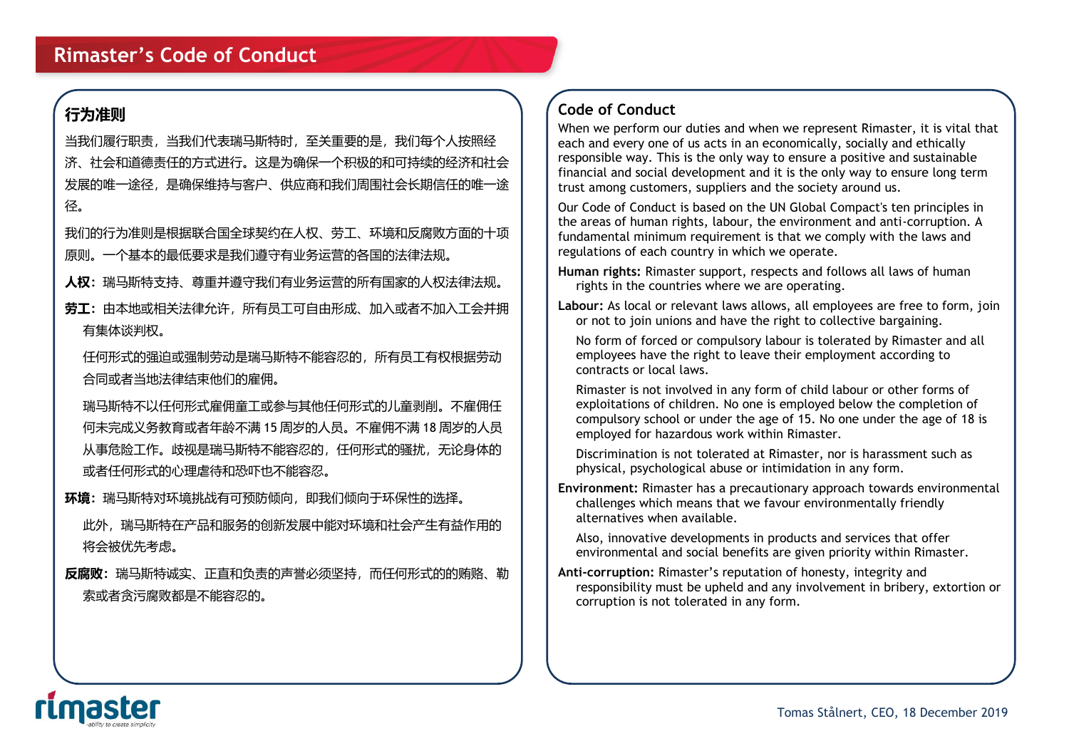# Rimaster’s Code of Conduct

## 行为准则

当我们履行职责，当我们代表瑞马斯特时，至关重要的是，我们每个人按照经济、社会和道德责任的方式进行。这是为确保一个积极的和可持续的经济和社会发展的唯一途径，是确保维持与客户、供应商和我们周围社会长期信任的唯一途径。

我们的行为准则是根据联合国全球契约在人权、劳工、环境和反腐败方面的十项原则。一个基本的最低要求是我们遵守有业务运营的各国的法律法规。

**人权**：瑞马斯特支持、尊重并遵守我们有业务运营的所有国家的人权法律法规。

**劳工**：由本地或相关法律允许，所有员工可自由形成、加入或者不加入工会并拥有集体谈判权。

任何形式的强迫或强制劳动是瑞马斯特不能容忍的，所有员工有权根据劳动合同或者当地法律结束他们的雇佣。

瑞马斯特不以任何形式雇佣童工或参与其他任何形式的儿童剥削。不雇佣任何未完成义务教育或者年龄不满 15 周岁的人员。不雇佣不满 18 周岁的人员从事危险工作。歧视是瑞马斯特不能容忍的，任何形式的骚扰，无论身体的或者任何形式的心理虐待和恐吓也不能容忍。

**环境**：瑞马斯特对环境挑战有可预防倾向，即我们倾向于环保性的选择。

此外，瑞马斯特在产品和服务的创新发展中能对环境和社会产生有益作用的将会被优先考虑。

**反腐败**：瑞马斯特诚实、正直和负责的声誉必须坚持，而任何形式的的贿赂、勒索或者贪污腐败都是不能容忍的。

## Code of Conduct

When we perform our duties and when we represent Rimaster, it is vital that each and every one of us acts in an economically, socially and ethically responsible way. This is the only way to ensure a positive and sustainable financial and social development and it is the only way to ensure long term trust among customers, suppliers and the society around us.

Our Code of Conduct is based on the UN Global Compact's ten principles in the areas of human rights, labour, the environment and anti-corruption. A fundamental minimum requirement is that we comply with the laws and regulations of each country in which we operate.

**Human rights:** Rimaster support, respects and follows all laws of human rights in the countries where we are operating.

**Labour:** As local or relevant laws allows, all employees are free to form, join or not to join unions and have the right to collective bargaining.

No form of forced or compulsory labour is tolerated by Rimaster and all employees have the right to leave their employment according to contracts or local laws.

Rimaster is not involved in any form of child labour or other forms of exploitations of children. No one is employed below the completion of compulsory school or under the age of 15. No one under the age of 18 is employed for hazardous work within Rimaster.

Discrimination is not tolerated at Rimaster, nor is harassment such as physical, psychological abuse or intimidation in any form.

**Environment:** Rimaster has a precautionary approach towards environmental challenges which means that we favour environmentally friendly alternatives when available.

Also, innovative developments in products and services that offer environmental and social benefits are given priority within Rimaster.

**Anti-corruption:** Rimaster’s reputation of honesty, integrity and responsibility must be upheld and any involvement in bribery, extortion or corruption is not tolerated in any form.

Tomas Stålnert, CEO, 18 December 2019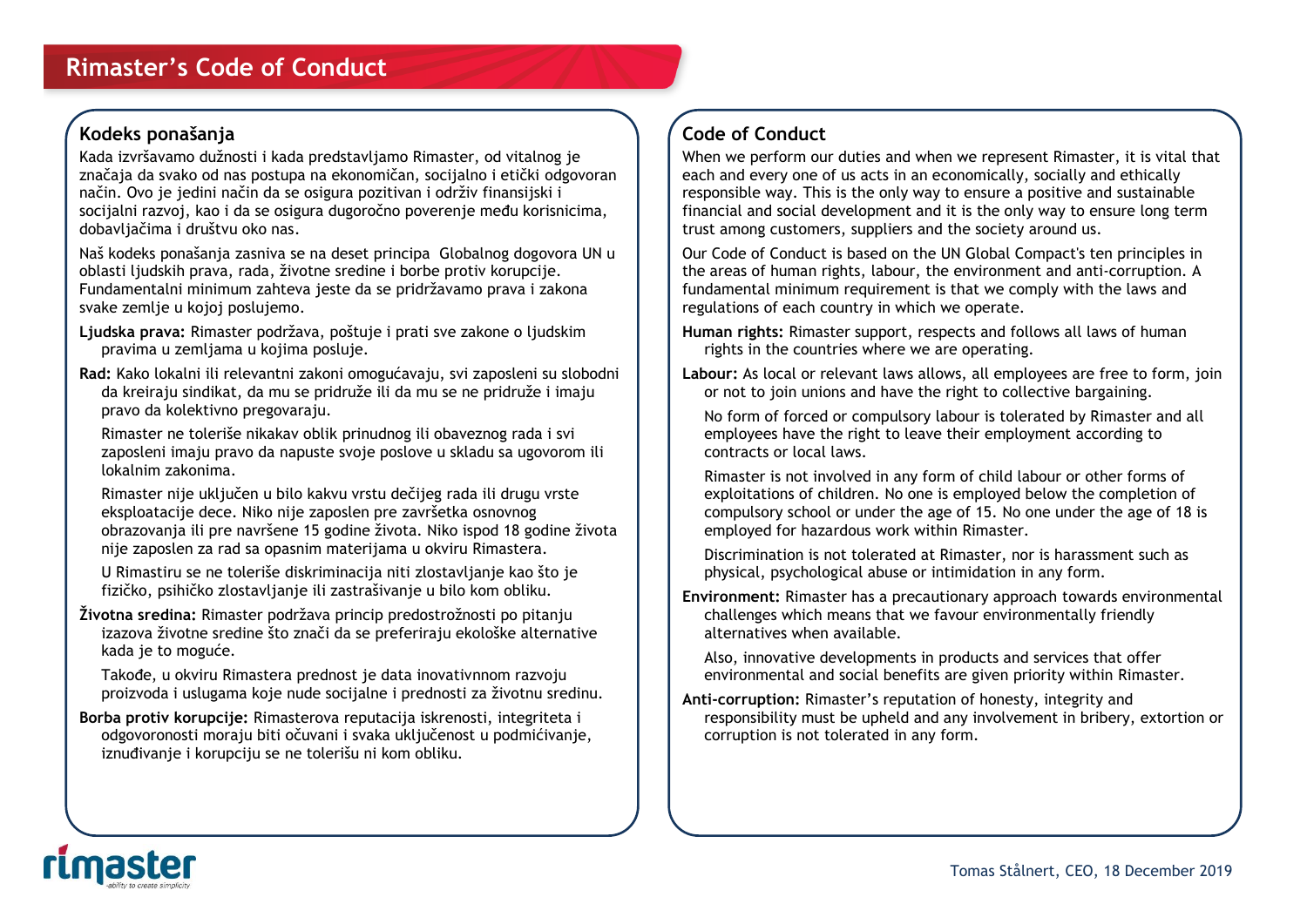# Rimaster's Code of Conduct

## Kodeks ponašanja

Kada izvršavamo dužnosti i kada predstavljamo Rimaster, od vitalnog je značaja da svako od nas postupa na ekonomičan, socijalno i etički odgovoran način. Ovo je jedini način da se osigura pozitivan i održiv finansijski i socijalni razvoj, kao i da se osigura dugoročno poverenje među korisnicima, dobavljačima i društvu oko nas.

Naš kodeks ponašanja zasniva se na deset principa Globalnog dogovora UN u oblasti ljudskih prava, rada, životne sredine i borbe protiv korupcije. Fundamentalni minimum zahteva jeste da se pridržavamo prava i zakona svake zemlje u kojoj poslujemo.

**Ljudska prava:** Rimaster podržava, poštuje i prati sve zakone o ljudskim pravima u zemljama u kojima posluje.

**Rad:** Kako lokalni ili relevantni zakoni omogućavaju, svi zaposleni su slobodni da kreiraju sindikat, da mu se pridruže ili da mu se ne pridruže i imaju pravo da kolektivno pregovaraju.

Rimaster ne toleriše nikakav oblik prinudnog ili obaveznog rada i svi zaposleni imaju pravo da napuste svoje poslove u skladu sa ugovorom ili lokalnim zakonima.

Rimaster nije uključen u bilo kakvu vrstu dečijeg rada ili drugu vrste eksploatacije dece. Niko nije zaposlen pre završetka osnovnog obrazovanja ili pre navršene 15 godine života. Niko ispod 18 godine života nije zaposlen za rad sa opasnim materijama u okviru Rimastera.

U Rimastiru se ne toleriše diskriminacija niti zlostavljanje kao što je fizičko, psihičko zlostavljanje ili zastrašivanje u bilo kom obliku.

**Životna sredina:** Rimaster podržava princip predostrožnosti po pitanju izazova životne sredine što znači da se preferiraju ekološke alternative kada je to moguće.

Takođe, u okviru Rimastera prednost je data inovativnnom razvoju proizvoda i uslugama koje nude socijalne i prednosti za životnu sredinu.

**Borba protiv korupcije:** Rimasterova reputacija iskrenosti, integriteta i odgovoronosti moraju biti očuvani i svaka uključenost u podmićivanje, iznuđivanje i korupciju se ne tolerišu ni kom obliku.

## Code of Conduct

When we perform our duties and when we represent Rimaster, it is vital that each and every one of us acts in an economically, socially and ethically responsible way. This is the only way to ensure a positive and sustainable financial and social development and it is the only way to ensure long term trust among customers, suppliers and the society around us.

Our Code of Conduct is based on the UN Global Compact's ten principles in the areas of human rights, labour, the environment and anti-corruption. A fundamental minimum requirement is that we comply with the laws and regulations of each country in which we operate.

**Human rights:** Rimaster support, respects and follows all laws of human rights in the countries where we are operating.

**Labour:** As local or relevant laws allows, all employees are free to form, join or not to join unions and have the right to collective bargaining.

No form of forced or compulsory labour is tolerated by Rimaster and all employees have the right to leave their employment according to contracts or local laws.

Rimaster is not involved in any form of child labour or other forms of exploitations of children. No one is employed below the completion of compulsory school or under the age of 15. No one under the age of 18 is employed for hazardous work within Rimaster.

Discrimination is not tolerated at Rimaster, nor is harassment such as physical, psychological abuse or intimidation in any form.

**Environment:** Rimaster has a precautionary approach towards environmental challenges which means that we favour environmentally friendly alternatives when available.

Also, innovative developments in products and services that offer environmental and social benefits are given priority within Rimaster.

**Anti-corruption:** Rimaster's reputation of honesty, integrity and responsibility must be upheld and any involvement in bribery, extortion or corruption is not tolerated in any form.

rimaster
-ability to create simplicity

Tomas Stålnert, CEO, 18 December 2019